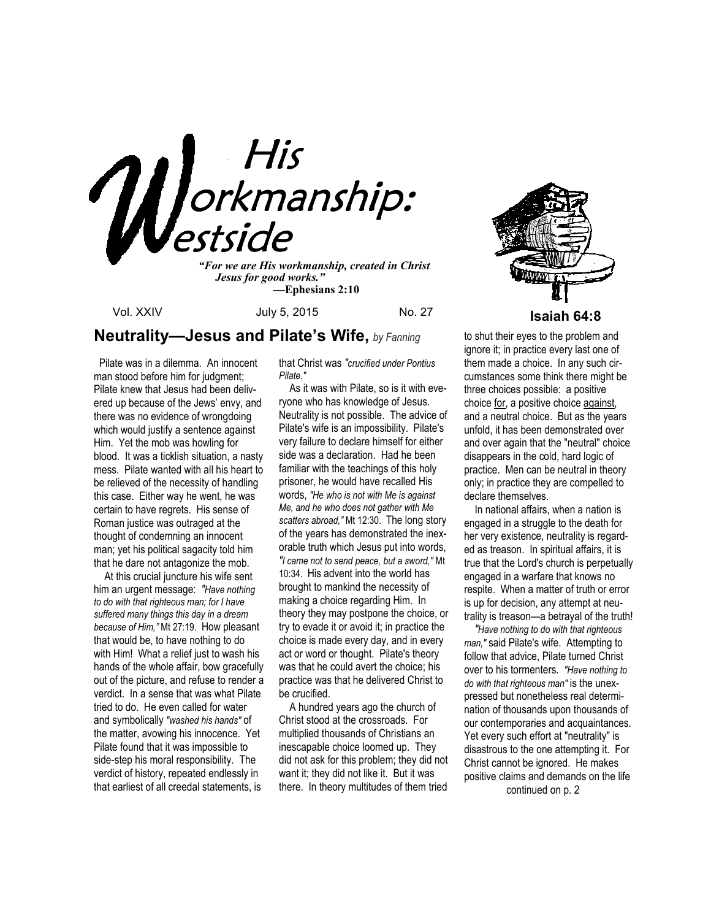# His Workmanship: Westside

*"For we are His workmanship, created in Christ Jesus for good works."*
**—Ephesians 2:10**

Vol. XXIV July 5, 2015 No. 27

**Isaiah 64:8**

## Neutrality—Jesus and Pilate's Wife, *by Fanning*

Pilate was in a dilemma. An innocent man stood before him for judgment; Pilate knew that Jesus had been delivered up because of the Jews' envy, and there was no evidence of wrongdoing which would justify a sentence against Him. Yet the mob was howling for blood. It was a ticklish situation, a nasty mess. Pilate wanted with all his heart to be relieved of the necessity of handling this case. Either way he went, he was certain to have regrets. His sense of Roman justice was outraged at the thought of condemning an innocent man; yet his political sagacity told him that he dare not antagonize the mob.

At this crucial juncture his wife sent him an urgent message: *"Have nothing to do with that righteous man; for I have suffered many things this day in a dream because of Him,"* Mt 27:19. How pleasant that would be, to have nothing to do with Him! What a relief just to wash his hands of the whole affair, bow gracefully out of the picture, and refuse to render a verdict. In a sense that was what Pilate tried to do. He even called for water and symbolically *"washed his hands"* of the matter, avowing his innocence. Yet Pilate found that it was impossible to side-step his moral responsibility. The verdict of history, repeated endlessly in that earliest of all creedal statements, is that Christ was *"crucified under Pontius Pilate."*

As it was with Pilate, so is it with everyone who has knowledge of Jesus. Neutrality is not possible. The advice of Pilate's wife is an impossibility. Pilate's very failure to declare himself for either side was a declaration. Had he been familiar with the teachings of this holy prisoner, he would have recalled His words, *"He who is not with Me is against Me, and he who does not gather with Me scatters abroad,"* Mt 12:30. The long story of the years has demonstrated the inexorable truth which Jesus put into words, *"I came not to send peace, but a sword,"* Mt 10:34. His advent into the world has brought to mankind the necessity of making a choice regarding Him. In theory they may postpone the choice, or try to evade it or avoid it; in practice the choice is made every day, and in every act or word or thought. Pilate's theory was that he could avert the choice; his practice was that he delivered Christ to be crucified.

A hundred years ago the church of Christ stood at the crossroads. For multiplied thousands of Christians an inescapable choice loomed up. They did not ask for this problem; they did not want it; they did not like it. But it was there. In theory multitudes of them tried to shut their eyes to the problem and ignore it; in practice every last one of them made a choice. In any such circumstances some think there might be three choices possible: a positive choice <u>for</u>, a positive choice <u>against</u>, and a neutral choice. But as the years unfold, it has been demonstrated over and over again that the "neutral" choice disappears in the cold, hard logic of practice. Men can be neutral in theory only; in practice they are compelled to declare themselves.

In national affairs, when a nation is engaged in a struggle to the death for her very existence, neutrality is regarded as treason. In spiritual affairs, it is true that the Lord's church is perpetually engaged in a warfare that knows no respite. When a matter of truth or error is up for decision, any attempt at neutrality is treason—a betrayal of the truth!

*"Have nothing to do with that righteous man,"* said Pilate's wife. Attempting to follow that advice, Pilate turned Christ over to his tormenters. *"Have nothing to do with that righteous man"* is the unexpressed but nonetheless real determination of thousands upon thousands of our contemporaries and acquaintances. Yet every such effort at "neutrality" is disastrous to the one attempting it. For Christ cannot be ignored. He makes positive claims and demands on the life

continued on p. 2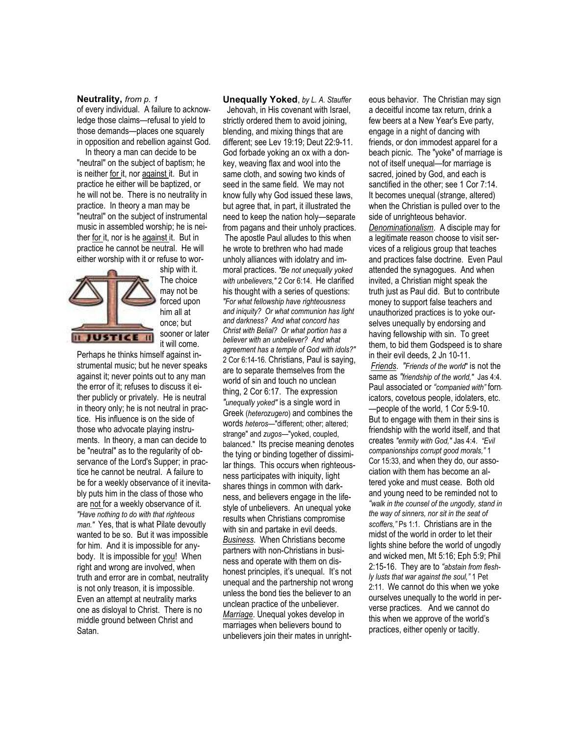**Neutrality,** *from p. 1*

of every individual. A failure to acknowledge those claims—refusal to yield to those demands—places one squarely in opposition and rebellion against God.

In theory a man can decide to be "neutral" on the subject of baptism; he is neither for it, nor against it. But in practice he either will be baptized, or he will not be. There is no neutrality in practice. In theory a man may be "neutral" on the subject of instrumental music in assembled worship; he is neither for it, nor is he against it. But in practice he cannot be neutral. He will either worship with it or refuse to worship with it. The choice may not be forced upon him all at once; but sooner or later it will come. Perhaps he thinks himself against instrumental music; but he never speaks against it; never points out to any man the error of it; refuses to discuss it either publicly or privately. He is neutral in theory only; he is not neutral in practice. His influence is on the side of those who advocate playing instruments. In theory, a man can decide to be "neutral" as to the regularity of observance of the Lord's Supper; in practice he cannot be neutral. A failure to be for a weekly observance of it inevitably puts him in the class of those who are not for a weekly observance of it. *"Have nothing to do with that righteous man."* Yes, that is what Pilate devoutly wanted to be so. But it was impossible for him. And it is impossible for anybody. It is impossible for you! When right and wrong are involved, when truth and error are in combat, neutrality is not only treason, it is impossible. Even an attempt at neutrality marks one as disloyal to Christ. There is no middle ground between Christ and Satan.

**Unequally Yoked**, *by L. A. Stauffer*

Jehovah, in His covenant with Israel, strictly ordered them to avoid joining, blending, and mixing things that are different; see Lev 19:19; Deut 22:9-11. God forbade yoking an ox with a donkey, weaving flax and wool into the same cloth, and sowing two kinds of seed in the same field. We may not know fully why God issued these laws, but agree that, in part, it illustrated the need to keep the nation holy—separate from pagans and their unholy practices.

The apostle Paul alludes to this when he wrote to brethren who had made unholy alliances with idolatry and immoral practices. *"Be not unequally yoked with unbelievers,"* 2 Cor 6:14. He clarified his thought with a series of questions: *"For what fellowship have righteousness and iniquity? Or what communion has light and darkness? And what concord has Christ with Belial? Or what portion has a believer with an unbeliever? And what agreement has a temple of God with idols?"* 2 Cor 6:14-16. Christians, Paul is saying, are to separate themselves from the world of sin and touch no unclean thing, 2 Cor 6:17. The expression *"unequally yoked"* is a single word in Greek (*heterozugero*) and combines the words *heteros*—"different; other; altered; strange" and *zugos*—"yoked, coupled, balanced." Its precise meaning denotes the tying or binding together of dissimilar things. This occurs when righteousness participates with iniquity, light shares things in common with darkness, and believers engage in the lifestyle of unbelievers. An unequal yoke results when Christians compromise with sin and partake in evil deeds.

*Business*. When Christians become partners with non-Christians in business and operate with them on dishonest principles, it's unequal. It's not unequal and the partnership not wrong unless the bond ties the believer to an unclean practice of the unbeliever.

*Marriage*. Unequal yokes develop in marriages when believers bound to unbelievers join their mates in unrighteous behavior. The Christian may sign a deceitful income tax return, drink a few beers at a New Year's Eve party, engage in a night of dancing with friends, or don immodest apparel for a beach picnic. The "yoke" of marriage is not of itself unequal—for marriage is sacred, joined by God, and each is sanctified in the other; see 1 Cor 7:14. It becomes unequal (strange, altered) when the Christian is pulled over to the side of unrighteous behavior.

*Denominationalism*. A disciple may for a legitimate reason choose to visit services of a religious group that teaches and practices false doctrine. Even Paul attended the synagogues. And when invited, a Christian might speak the truth just as Paul did. But to contribute money to support false teachers and unauthorized practices is to yoke ourselves unequally by endorsing and having fellowship with sin. To greet them, to bid them Godspeed is to share in their evil deeds, 2 Jn 10-11.

*Friends*. *"Friends of the world"* is not the same as *"friendship of the world,"* Jas 4:4. Paul associated or *"companied with"* fornicators, covetous people, idolaters, etc. —people of the world, 1 Cor 5:9-10. But to engage with them in their sins is friendship with the world itself, and that creates *"enmity with God,"* Jas 4:4. *"Evil companionships corrupt good morals,"* 1 Cor 15:33, and when they do, our association with them has become an altered yoke and must cease. Both old and young need to be reminded not to *"walk in the counsel of the ungodly, stand in the way of sinners, nor sit in the seat of scoffers,"* Ps 1:1. Christians are in the midst of the world in order to let their lights shine before the world of ungodly and wicked men, Mt 5:16; Eph 5:9; Phil 2:15-16. They are to *"abstain from fleshly lusts that war against the soul,"* 1 Pet 2:11. We cannot do this when we yoke ourselves unequally to the world in perverse practices. And we cannot do this when we approve of the world's practices, either openly or tacitly.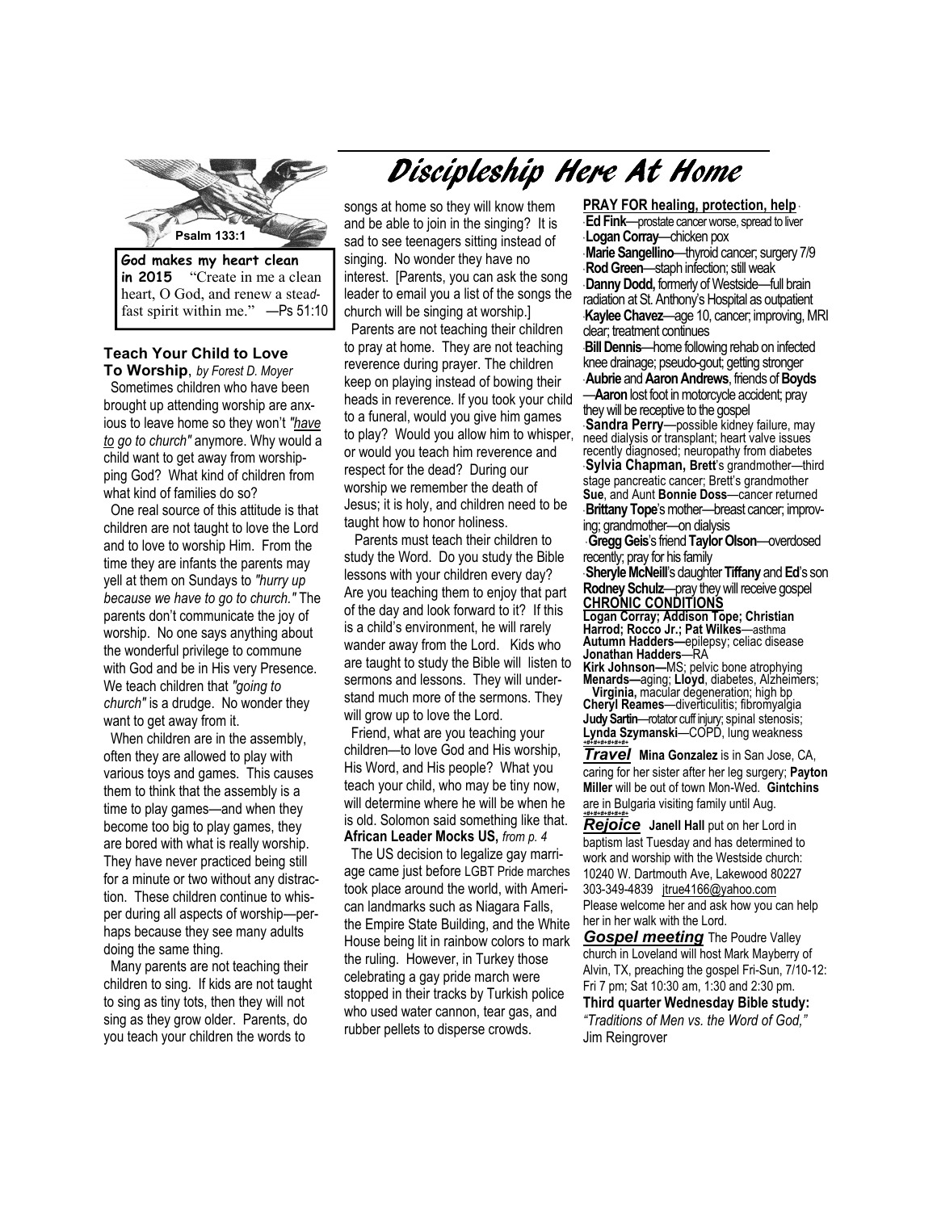# Discipleship Here At Home

Psalm 133:1

**God makes my heart clean in 2015** "Create in me a clean heart, O God, and renew a steadfast spirit within me." —Ps 51:10

### Teach Your Child to Love To Worship, *by Forest D. Moyer*

Sometimes children who have been brought up attending worship are anxious to leave home so they won't *"have to go to church"* anymore. Why would a child want to get away from worshipping God? What kind of children from what kind of families do so?

One real source of this attitude is that children are not taught to love the Lord and to love to worship Him. From the time they are infants the parents may yell at them on Sundays to *"hurry up because we have to go to church."* The parents don't communicate the joy of worship. No one says anything about the wonderful privilege to commune with God and be in His very Presence. We teach children that *"going to church"* is a drudge. No wonder they want to get away from it.

When children are in the assembly, often they are allowed to play with various toys and games. This causes them to think that the assembly is a time to play games—and when they become too big to play games, they are bored with what is really worship. They have never practiced being still for a minute or two without any distraction. These children continue to whisper during all aspects of worship—perhaps because they see many adults doing the same thing.

Many parents are not teaching their children to sing. If kids are not taught to sing as tiny tots, then they will not sing as they grow older. Parents, do you teach your children the words to songs at home so they will know them and be able to join in the singing? It is sad to see teenagers sitting instead of singing. No wonder they have no interest. [Parents, you can ask the song leader to email you a list of the songs the church will be singing at worship.]

Parents are not teaching their children to pray at home. They are not teaching reverence during prayer. The children keep on playing instead of bowing their heads in reverence. If you took your child to a funeral, would you give him games to play? Would you allow him to whisper, or would you teach him reverence and respect for the dead? During our worship we remember the death of Jesus; it is holy, and children need to be taught how to honor holiness.

Parents must teach their children to study the Word. Do you study the Bible lessons with your children every day? Are you teaching them to enjoy that part of the day and look forward to it? If this is a child's environment, he will rarely wander away from the Lord. Kids who are taught to study the Bible will listen to sermons and lessons. They will understand much more of the sermons. They will grow up to love the Lord.

Friend, what are you teaching your children—to love God and His worship, His Word, and His people? What you teach your child, who may be tiny now, will determine where he will be when he is old. Solomon said something like that.

**African Leader Mocks US,** *from p. 4*

The US decision to legalize gay marriage came just before LGBT Pride marches took place around the world, with American landmarks such as Niagara Falls, the Empire State Building, and the White House being lit in rainbow colors to mark the ruling. However, in Turkey those celebrating a gay pride march were stopped in their tracks by Turkish police who used water cannon, tear gas, and rubber pellets to disperse crowds.

**PRAY FOR healing, protection, help**

- **Ed Fink**—prostate cancer worse, spread to liver
- **Logan Corray**—chicken pox
- **Marie Sangellino**—thyroid cancer; surgery 7/9
- **Rod Green**—staph infection; still weak
- **Danny Dodd,** formerly of Westside—full brain radiation at St. Anthony's Hospital as outpatient
- **Kaylee Chavez**—age 10, cancer; improving, MRI clear; treatment continues
- **Bill Dennis**—home following rehab on infected knee drainage; pseudo-gout; getting stronger
- **Aubrie** and **Aaron Andrews**, friends of **Boyds**—**Aaron** lost foot in motorcycle accident; pray they will be receptive to the gospel
- **Sandra Perry**—possible kidney failure, may need dialysis or transplant; heart valve issues recently diagnosed; neuropathy from diabetes
- **Sylvia Chapman, Brett**'s grandmother—third stage pancreatic cancer; Brett's grandmother **Sue**, and Aunt **Bonnie Doss**—cancer returned
- **Brittany Tope**'s mother—breast cancer; improving; grandmother—on dialysis
- **Gregg Geis**'s friend **Taylor Olson**—overdosed recently; pray for his family
- **Sheryle McNeill**'s daughter **Tiffany** and **Ed**'s son **Rodney Schulz**—pray they will receive gospel

**CHRONIC CONDITIONS**

**Logan Corray; Addison Tope; Christian Harrod; Rocco Jr.; Pat Wilkes**—asthma
**Autumn Hadders—**epilepsy; celiac disease
**Jonathan Hadders**—RA
**Kirk Johnson—**MS; pelvic bone atrophying
**Menards—**aging; **Lloyd**, diabetes, Alzheimers; **Virginia,** macular degeneration; high bp
**Cheryl Reames**—diverticulitis; fibromyalgia
**Judy Sartin**—rotator cuff injury; spinal stenosis;
**Lynda Szymanski**—COPD, lung weakness

***Travel*** **Mina Gonzalez** is in San Jose, CA, caring for her sister after her leg surgery; **Payton Miller** will be out of town Mon-Wed. **Gintchins** are in Bulgaria visiting family until Aug.

***Rejoice*** **Janell Hall** put on her Lord in baptism last Tuesday and has determined to work and worship with the Westside church: 10240 W. Dartmouth Ave, Lakewood 80227 303-349-4839 jtrue4166@yahoo.com Please welcome her and ask how you can help her in her walk with the Lord.

***Gospel meeting*** The Poudre Valley church in Loveland will host Mark Mayberry of Alvin, TX, preaching the gospel Fri-Sun, 7/10-12: Fri 7 pm; Sat 10:30 am, 1:30 and 2:30 pm.

**Third quarter Wednesday Bible study:** *"Traditions of Men vs. the Word of God,"* Jim Reingrover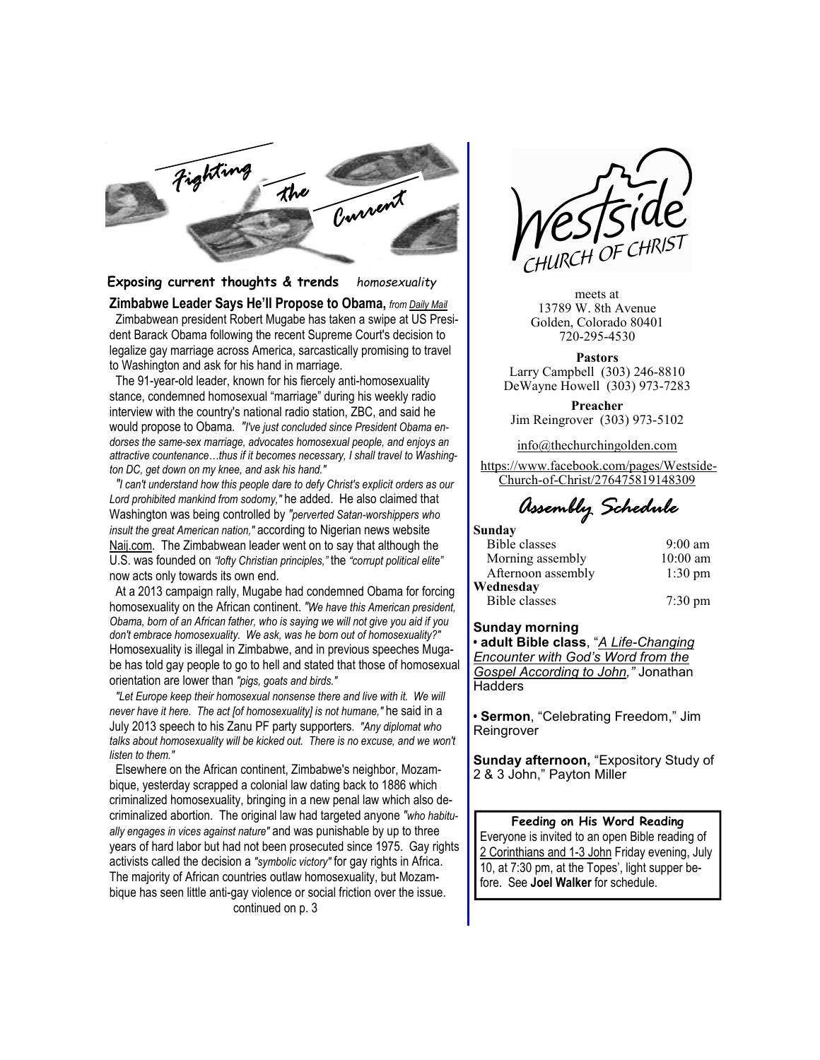# Fighting the Current

**Exposing current thoughts & trends** *homosexuality*

**Zimbabwe Leader Says He'll Propose to Obama,** *from Daily Mail*

Zimbabwean president Robert Mugabe has taken a swipe at US President Barack Obama following the recent Supreme Court's decision to legalize gay marriage across America, sarcastically promising to travel to Washington and ask for his hand in marriage.

The 91-year-old leader, known for his fiercely anti-homosexuality stance, condemned homosexual "marriage" during his weekly radio interview with the country's national radio station, ZBC, and said he would propose to Obama. *"I've just concluded since President Obama endorses the same-sex marriage, advocates homosexual people, and enjoys an attractive countenance…thus if it becomes necessary, I shall travel to Washington DC, get down on my knee, and ask his hand."*

*"I can't understand how this people dare to defy Christ's explicit orders as our Lord prohibited mankind from sodomy,"* he added. He also claimed that Washington was being controlled by *"perverted Satan-worshippers who insult the great American nation,"* according to Nigerian news website Naij.com. The Zimbabwean leader went on to say that although the U.S. was founded on *"lofty Christian principles,"* the *"corrupt political elite"* now acts only towards its own end.

At a 2013 campaign rally, Mugabe had condemned Obama for forcing homosexuality on the African continent. *"We have this American president, Obama, born of an African father, who is saying we will not give you aid if you don't embrace homosexuality. We ask, was he born out of homosexuality?"* Homosexuality is illegal in Zimbabwe, and in previous speeches Mugabe has told gay people to go to hell and stated that those of homosexual orientation are lower than *"pigs, goats and birds."*

*"Let Europe keep their homosexual nonsense there and live with it. We will never have it here. The act [of homosexuality] is not humane,"* he said in a July 2013 speech to his Zanu PF party supporters. *"Any diplomat who talks about homosexuality will be kicked out. There is no excuse, and we won't listen to them."*

Elsewhere on the African continent, Zimbabwe's neighbor, Mozambique, yesterday scrapped a colonial law dating back to 1886 which criminalized homosexuality, bringing in a new penal law which also decriminalized abortion. The original law had targeted anyone *"who habitually engages in vices against nature"* and was punishable by up to three years of hard labor but had not been prosecuted since 1975. Gay rights activists called the decision a *"symbolic victory"* for gay rights in Africa. The majority of African countries outlaw homosexuality, but Mozambique has seen little anti-gay violence or social friction over the issue.

continued on p. 3

# Westside CHURCH OF CHRIST

meets at
13789 W. 8th Avenue
Golden, Colorado 80401
720-295-4530

**Pastors**
Larry Campbell (303) 246-8810
DeWayne Howell (303) 973-7283

**Preacher**
Jim Reingrover (303) 973-5102

info@thechurchingolden.com

https://www.facebook.com/pages/Westside-Church-of-Christ/276475819148309

## Assembly Schedule

| | |
|---|---|
| **Sunday** | |
| Bible classes | 9:00 am |
| Morning assembly | 10:00 am |
| Afternoon assembly | 1:30 pm |
| **Wednesday** | |
| Bible classes | 7:30 pm |

**Sunday morning**

- **adult Bible class**, "*A Life-Changing Encounter with God's Word from the Gospel According to John,"* Jonathan Hadders
- **Sermon**, "Celebrating Freedom," Jim Reingrover

**Sunday afternoon,** "Expository Study of 2 & 3 John," Payton Miller

**Feeding on His Word Reading**

Everyone is invited to an open Bible reading of 2 Corinthians and 1-3 John Friday evening, July 10, at 7:30 pm, at the Topes', light supper before. See **Joel Walker** for schedule.